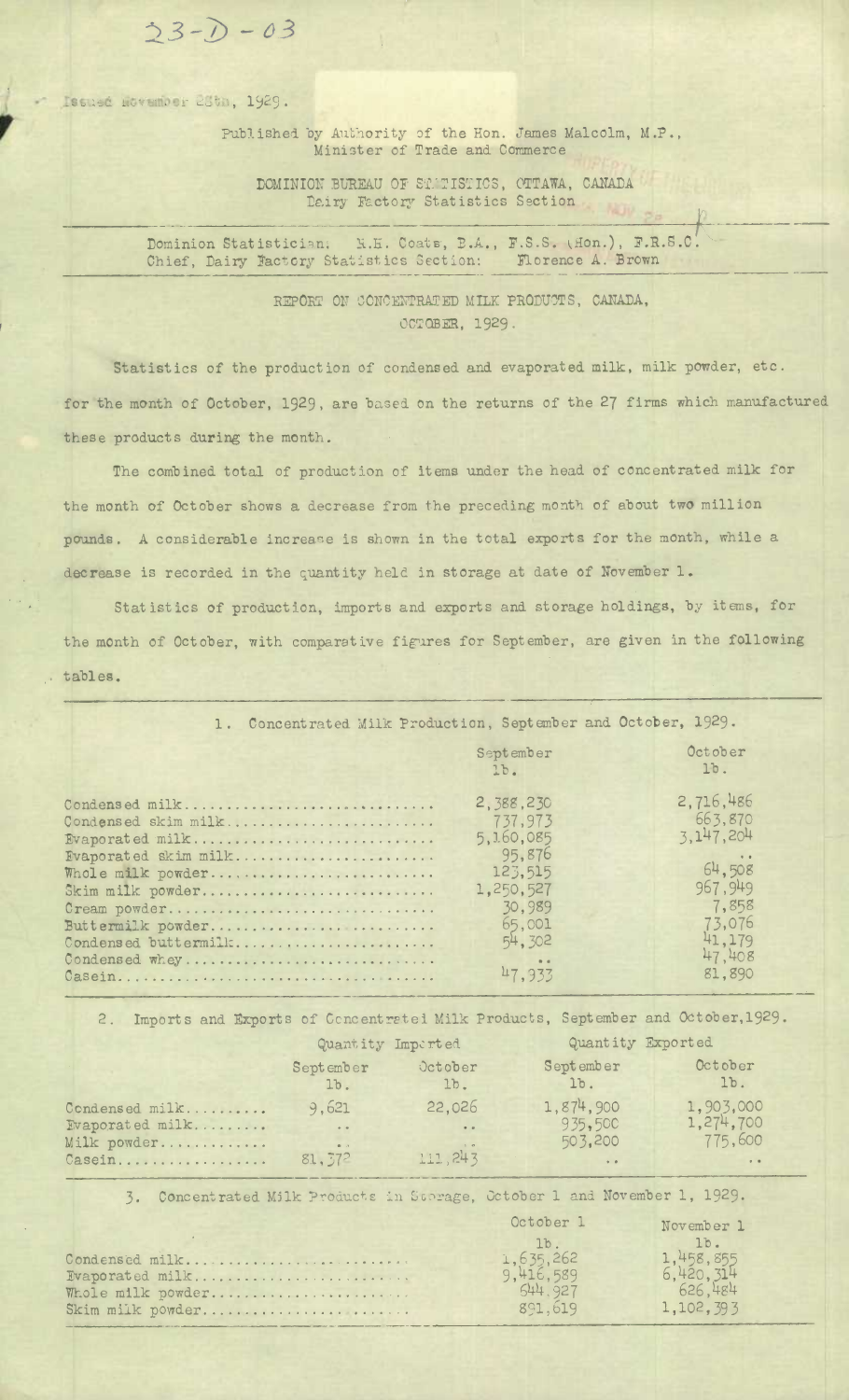23-D-03

Issued November 28th, 1929.

Published by Authority of the Hon. James Malcolm, M.P., Minister of Trade and Commerce

DOMINION BUREAU OF STATISTICS, OTTAWA, CANADA
Dairy Factory Statistics Section

Dominion Statistician: R.H. Coats, B.A., F.S.S. (Hon.), F.R.S.C.
Chief, Dairy Factory Statistics Section: Florence A. Brown

# REPORT ON CONCENTRATED MILK PRODUCTS, CANADA, OCTOBER, 1929.

Statistics of the production of condensed and evaporated milk, milk powder, etc. for the month of October, 1929, are based on the returns of the 27 firms which manufactured these products during the month.

The combined total of production of items under the head of concentrated milk for the month of October shows a decrease from the preceding month of about two million pounds. A considerable increase is shown in the total exports for the month, while a decrease is recorded in the quantity held in storage at date of November 1.

Statistics of production, imports and exports and storage holdings, by items, for the month of October, with comparative figures for September, are given in the following tables.

1. Concentrated Milk Production, September and October, 1929.

| | September lb. | October lb. |
|---|---|---|
| Condensed milk | 2,388,230 | 2,716,486 |
| Condensed skim milk | 737,973 | 663,870 |
| Evaporated milk | 5,160,085 | 3,147,204 |
| Evaporated skim milk | 95,876 | .. |
| Whole milk powder | 123,515 | 64,508 |
| Skim milk powder | 1,250,527 | 967,949 |
| Cream powder | 30,989 | 7,858 |
| Buttermilk powder | 65,001 | 73,076 |
| Condensed buttermilk | 54,302 | 41,179 |
| Condensed whey | .. | 47,408 |
| Casein | 47,933 | 81,890 |

2. Imports and Exports of Concentrated Milk Products, September and October, 1929.

| | Quantity Imported | | Quantity Exported | |
|---|---|---|---|---|
| | September lb. | October lb. | September lb. | October lb. |
| Condensed milk | 9,621 | 22,026 | 1,874,900 | 1,903,000 |
| Evaporated milk | .. | .. | 935,500 | 1,274,700 |
| Milk powder | .. | .. | 503,200 | 775,600 |
| Casein | 81,372 | 111,243 | .. | .. |

3. Concentrated Milk Products in Storage, October 1 and November 1, 1929.

| | October 1 lb. | November 1 lb. |
|---|---|---|
| Condensed milk | 1,635,262 | 1,458,855 |
| Evaporated milk | 9,416,589 | 6,420,314 |
| Whole milk powder | 644,927 | 626,484 |
| Skim milk powder | 891,619 | 1,102,393 |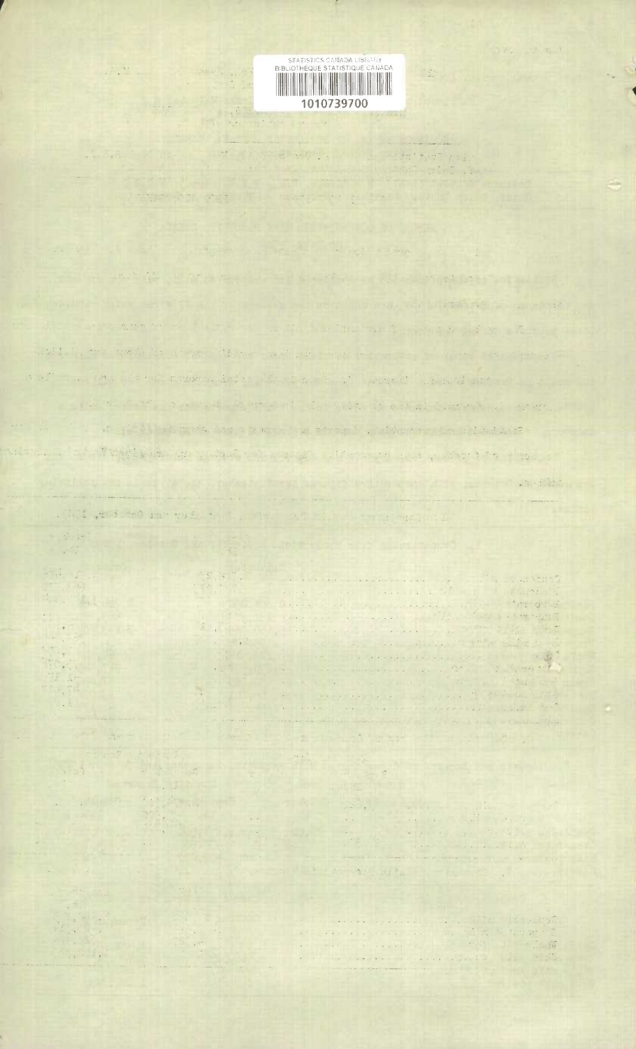STATISTICS CANADA LIBRARY
BIBLIOTHÈQUE STATISTIQUE CANADA

1010739700